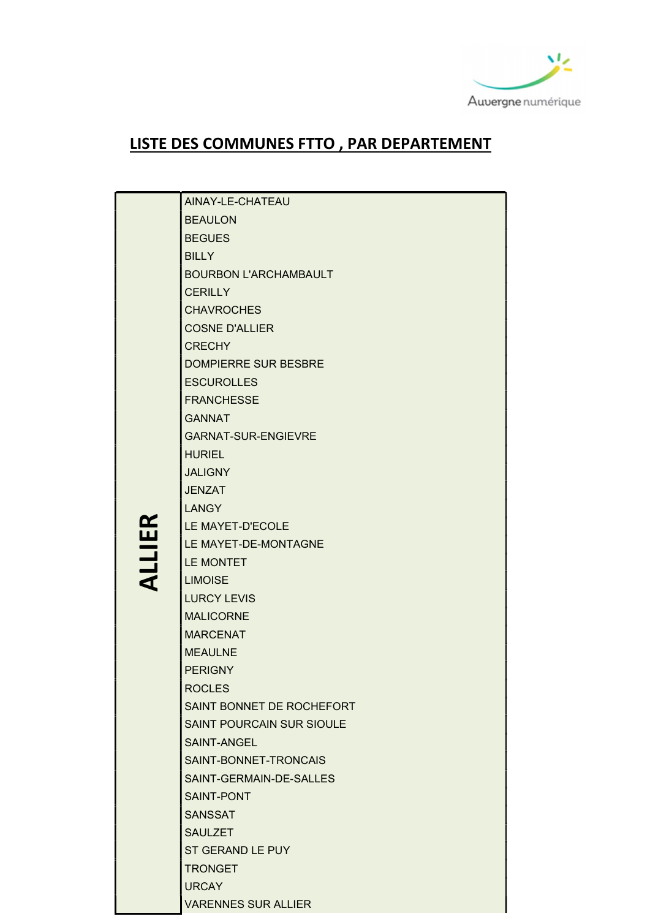Auvergne numérique

## LISTE DES COMMUNES FTTO , PAR DEPARTEMENT

| Département | Commune |
| --- | --- |
| ALLIER | AINAY-LE-CHATEAU |
| | BEAULON |
| | BEGUES |
| | BILLY |
| | BOURBON L'ARCHAMBAULT |
| | CERILLY |
| | CHAVROCHES |
| | COSNE D'ALLIER |
| | CRECHY |
| | DOMPIERRE SUR BESBRE |
| | ESCUROLLES |
| | FRANCHESSE |
| | GANNAT |
| | GARNAT-SUR-ENGIEVRE |
| | HURIEL |
| | JALIGNY |
| | JENZAT |
| | LANGY |
| | LE MAYET-D'ECOLE |
| | LE MAYET-DE-MONTAGNE |
| | LE MONTET |
| | LIMOISE |
| | LURCY LEVIS |
| | MALICORNE |
| | MARCENAT |
| | MEAULNE |
| | PERIGNY |
| | ROCLES |
| | SAINT BONNET DE ROCHEFORT |
| | SAINT POURCAIN SUR SIOULE |
| | SAINT-ANGEL |
| | SAINT-BONNET-TRONCAIS |
| | SAINT-GERMAIN-DE-SALLES |
| | SAINT-PONT |
| | SANSSAT |
| | SAULZET |
| | ST GERAND LE PUY |
| | TRONGET |
| | URCAY |
| | VARENNES SUR ALLIER |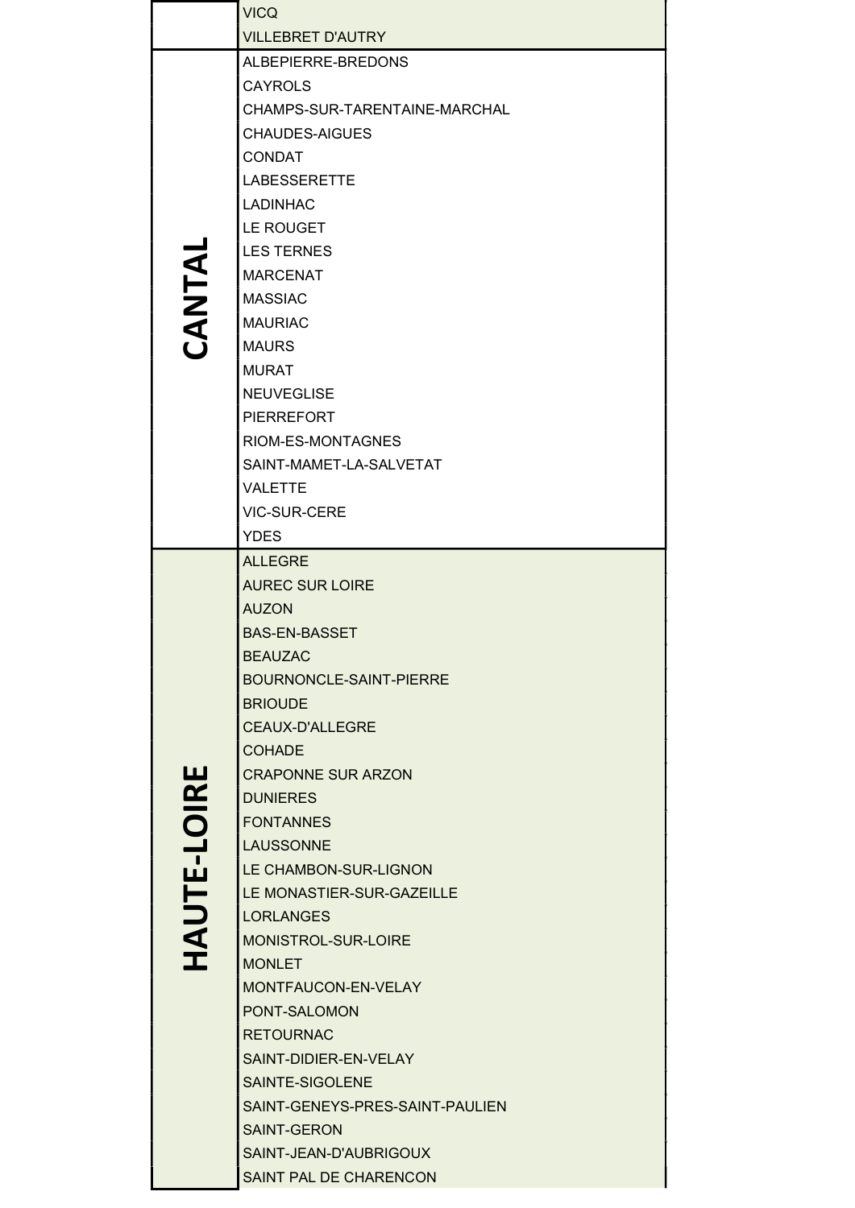| | |
|---|---|
| | VICQ |
| | VILLEBRET D'AUTRY |
| CANTAL | ALBEPIERRE-BREDONS |
| | CAYROLS |
| | CHAMPS-SUR-TARENTAINE-MARCHAL |
| | CHAUDES-AIGUES |
| | CONDAT |
| | LABESSERETTE |
| | LADINHAC |
| | LE ROUGET |
| | LES TERNES |
| | MARCENAT |
| | MASSIAC |
| | MAURIAC |
| | MAURS |
| | MURAT |
| | NEUVEGLISE |
| | PIERREFORT |
| | RIOM-ES-MONTAGNES |
| | SAINT-MAMET-LA-SALVETAT |
| | VALETTE |
| | VIC-SUR-CERE |
| | YDES |
| HAUTE-LOIRE | ALLEGRE |
| | AUREC SUR LOIRE |
| | AUZON |
| | BAS-EN-BASSET |
| | BEAUZAC |
| | BOURNONCLE-SAINT-PIERRE |
| | BRIOUDE |
| | CEAUX-D'ALLEGRE |
| | COHADE |
| | CRAPONNE SUR ARZON |
| | DUNIERES |
| | FONTANNES |
| | LAUSSONNE |
| | LE CHAMBON-SUR-LIGNON |
| | LE MONASTIER-SUR-GAZEILLE |
| | LORLANGES |
| | MONISTROL-SUR-LOIRE |
| | MONLET |
| | MONTFAUCON-EN-VELAY |
| | PONT-SALOMON |
| | RETOURNAC |
| | SAINT-DIDIER-EN-VELAY |
| | SAINTE-SIGOLENE |
| | SAINT-GENEYS-PRES-SAINT-PAULIEN |
| | SAINT-GERON |
| | SAINT-JEAN-D'AUBRIGOUX |
| | SAINT PAL DE CHARENCON |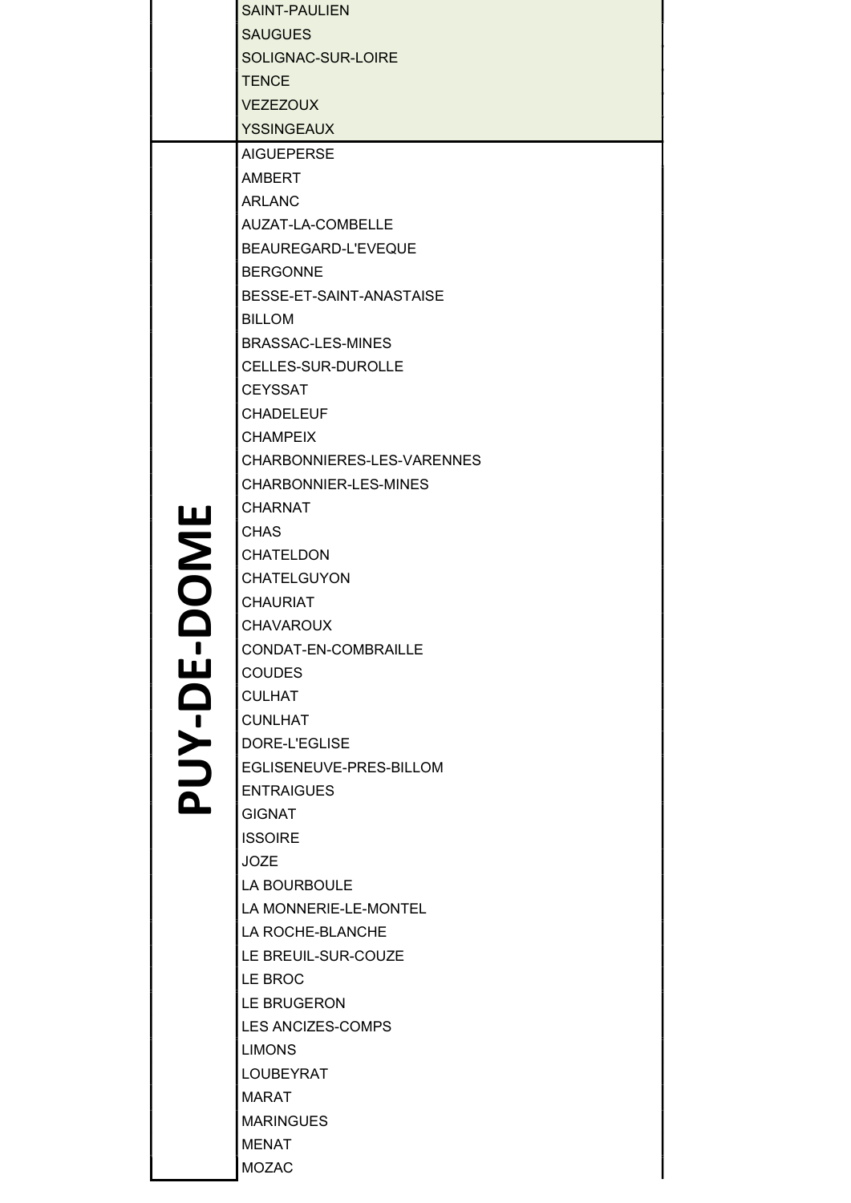| | |
|---|---|
| | SAINT-PAULIEN |
| | SAUGUES |
| | SOLIGNAC-SUR-LOIRE |
| | TENCE |
| | VEZEZOUX |
| | YSSINGEAUX |
| **PUY-DE-DOME** | AIGUEPERSE |
| | AMBERT |
| | ARLANC |
| | AUZAT-LA-COMBELLE |
| | BEAUREGARD-L'EVEQUE |
| | BERGONNE |
| | BESSE-ET-SAINT-ANASTAISE |
| | BILLOM |
| | BRASSAC-LES-MINES |
| | CELLES-SUR-DUROLLE |
| | CEYSSAT |
| | CHADELEUF |
| | CHAMPEIX |
| | CHARBONNIERES-LES-VARENNES |
| | CHARBONNIER-LES-MINES |
| | CHARNAT |
| | CHAS |
| | CHATELDON |
| | CHATELGUYON |
| | CHAURIAT |
| | CHAVAROUX |
| | CONDAT-EN-COMBRAILLE |
| | COUDES |
| | CULHAT |
| | CUNLHAT |
| | DORE-L'EGLISE |
| | EGLISENEUVE-PRES-BILLOM |
| | ENTRAIGUES |
| | GIGNAT |
| | ISSOIRE |
| | JOZE |
| | LA BOURBOULE |
| | LA MONNERIE-LE-MONTEL |
| | LA ROCHE-BLANCHE |
| | LE BREUIL-SUR-COUZE |
| | LE BROC |
| | LE BRUGERON |
| | LES ANCIZES-COMPS |
| | LIMONS |
| | LOUBEYRAT |
| | MARAT |
| | MARINGUES |
| | MENAT |
| | MOZAC |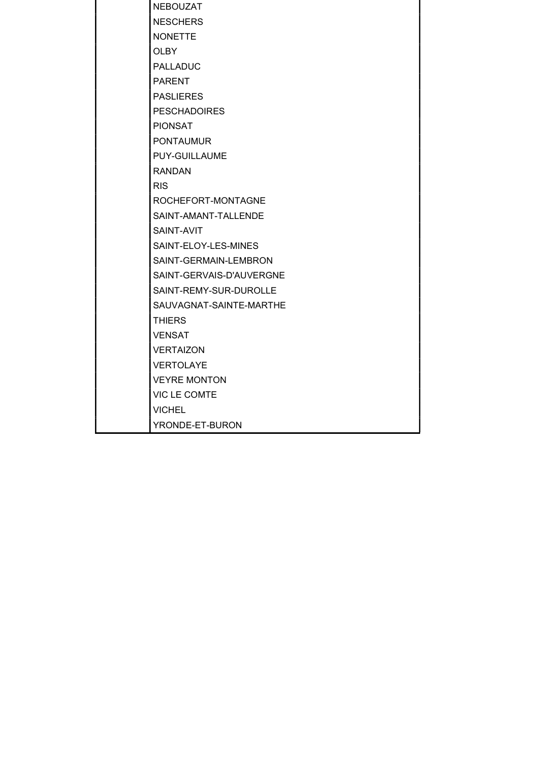| | |
|---|---|
| | NEBOUZAT |
| | NESCHERS |
| | NONETTE |
| | OLBY |
| | PALLADUC |
| | PARENT |
| | PASLIERES |
| | PESCHADOIRES |
| | PIONSAT |
| | PONTAUMUR |
| | PUY-GUILLAUME |
| | RANDAN |
| | RIS |
| | ROCHEFORT-MONTAGNE |
| | SAINT-AMANT-TALLENDE |
| | SAINT-AVIT |
| | SAINT-ELOY-LES-MINES |
| | SAINT-GERMAIN-LEMBRON |
| | SAINT-GERVAIS-D'AUVERGNE |
| | SAINT-REMY-SUR-DUROLLE |
| | SAUVAGNAT-SAINTE-MARTHE |
| | THIERS |
| | VENSAT |
| | VERTAIZON |
| | VERTOLAYE |
| | VEYRE MONTON |
| | VIC LE COMTE |
| | VICHEL |
| | YRONDE-ET-BURON |